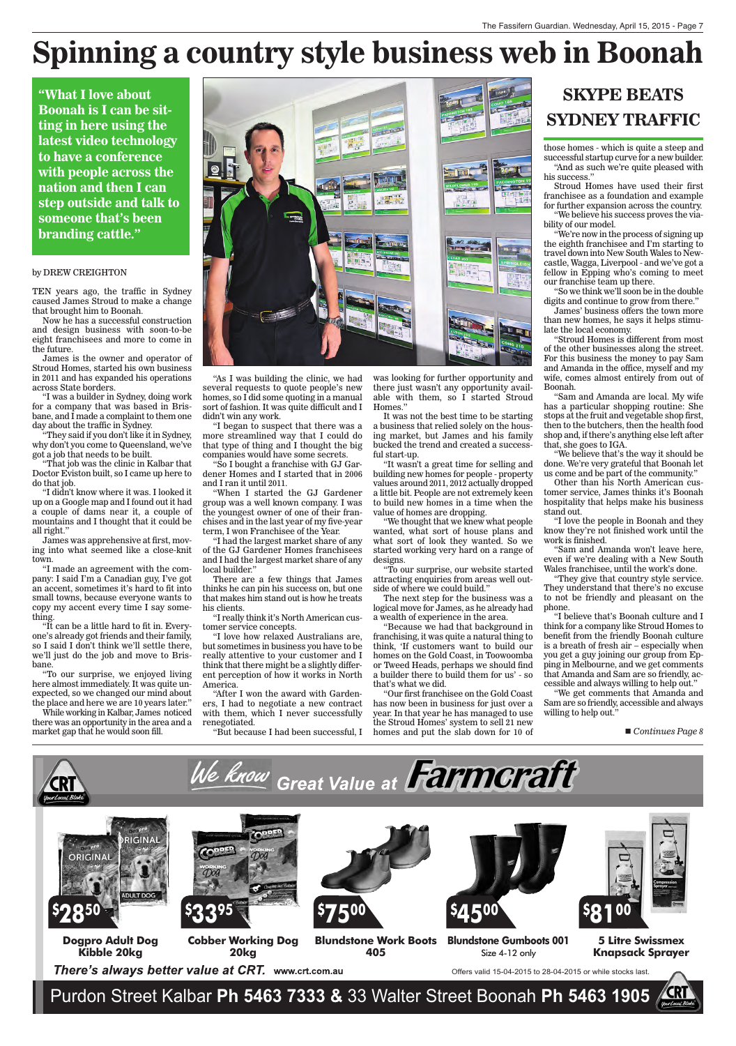# Spinning a country style business web in Boonah

**"What I love about Boonah is I can be sitting in here using the latest video technology to have a conference with people across the nation and then I can step outside and talk to someone that's been branding cattle."**

by DREW CREIGHTON

TEN years ago, the traffic in Sydney caused James Stroud to make a change that brought him to Boonah.

Now he has a successful construction and design business with soon-to-be eight franchisees and more to come in the future.

James is the owner and operator of Stroud Homes, started his own business in 2011 and has expanded his operations across State borders.

"I was a builder in Sydney, doing work for a company that was based in Brisbane, and I made a complaint to them one day about the traffic in Sydney.

"They said if you don't like it in Sydney, why don't you come to Queensland, we've got a job that needs to be built.

"That job was the clinic in Kalbar that Doctor Eviston built, so I came up here to do that job.

"I didn't know where it was. I looked it up on a Google map and I found out it had a couple of dams near it, a couple of mountains and I thought that it could be all right."

James was apprehensive at first, moving into what seemed like a close-knit town.

"I made an agreement with the company: I said I'm a Canadian guy, I've got an accent, sometimes it's hard to fit into small towns, because everyone wants to copy my accent every time I say something.

"It can be a little hard to fit in. Everyone's already got friends and their family, so I said I don't think we'll settle there, we'll just do the job and move to Brisbane.

"To our surprise, we enjoyed living here almost immediately. It was quite unexpected, so we changed our mind about the place and here we are 10 years later."

While working in Kalbar, James noticed there was an opportunity in the area and a market gap that he would soon fill.

"As I was building the clinic, we had several requests to quote people's new homes, so I did some quoting in a manual sort of fashion. It was quite difficult and I didn't win any work.

"I began to suspect that there was a more streamlined way that I could do that type of thing and I thought the big companies would have some secrets.

"So I bought a franchise with GJ Gardener Homes and I started that in 2006 and I ran it until 2011.

"When I started the GJ Gardener group was a well known company. I was the youngest owner of one of their franchises and in the last year of my five-year term, I won Franchisee of the Year.

"I had the largest market share of any of the GJ Gardener Homes franchisees and I had the largest market share of any local builder."

There are a few things that James thinks he can pin his success on, but one that makes him stand out is how he treats his clients.

"I really think it's North American customer service concepts.

"I love how relaxed Australians are, but sometimes in business you have to be really attentive to your customer and I think that there might be a slightly different perception of how it works in North America.

"After I won the award with Gardeners, I had to negotiate a new contract with them, which I never successfully renegotiated.

"But because I had been successful, I was looking for further opportunity and there just wasn't any opportunity available with them, so I started Stroud Homes."

It was not the best time to be starting a business that relied solely on the housing market, but James and his family bucked the trend and created a successful start-up.

"It wasn't a great time for selling and building new homes for people - property values around 2011, 2012 actually dropped a little bit. People are not extremely keen to build new homes in a time when the value of homes are dropping.

"We thought that we knew what people wanted, what sort of house plans and what sort of look they wanted. So we started working very hard on a range of designs.

"To our surprise, our website started attracting enquiries from areas well outside of where we could build."

The next step for the business was a logical move for James, as he already had a wealth of experience in the area.

"Because we had that background in franchising, it was quite a natural thing to think, 'If customers want to build our homes on the Gold Coast, in Toowoomba or Tweed Heads, perhaps we should find a builder there to build them for us' - so that's what we did.

"Our first franchisee on the Gold Coast has now been in business for just over a year. In that year he has managed to use the Stroud Homes' system to sell 21 new homes and put the slab down for 10 of those homes - which is quite a steep and successful startup curve for a new builder.

## SKYPE BEATS SYDNEY TRAFFIC

"And as such we're quite pleased with his success."

Stroud Homes have used their first franchisee as a foundation and example for further expansion across the country.

"We believe his success proves the viability of our model.

"We're now in the process of signing up the eighth franchisee and I'm starting to travel down into New South Wales to Newcastle, Wagga, Liverpool - and we've got a fellow in Epping who's coming to meet our franchise team up there.

"So we think we'll soon be in the double digits and continue to grow from there."

James' business offers the town more than new homes, he says it helps stimulate the local economy.

"Stroud Homes is different from most of the other businesses along the street. For this business the money to pay Sam and Amanda in the office, myself and my wife, comes almost entirely from out of Boonah.

"Sam and Amanda are local. My wife has a particular shopping routine: She stops at the fruit and vegetable shop first, then to the butchers, then the health food shop and, if there's anything else left after that, she goes to IGA.

"We believe that's the way it should be done. We're very grateful that Boonah let us come and be part of the community."

Other than his North American customer service, James thinks it's Boonah hospitality that helps make his business stand out.

"I love the people in Boonah and they know they're not finished work until the work is finished.

"Sam and Amanda won't leave here, even if we're dealing with a New South Wales franchisee, until the work's done.

"They give that country style service. They understand that there's no excuse to not be friendly and pleasant on the phone.

"I believe that's Boonah culture and I think for a company like Stroud Homes to benefit from the friendly Boonah culture is a breath of fresh air – especially when you get a guy joining our group from Epping in Melbourne, and we get comments that Amanda and Sam are so friendly, accessible and always willing to help out."

"We get comments that Amanda and Sam are so friendly, accessible and always willing to help out."

■ *Continues Page 8*

---

CRT *Your Local Bloke*

*We know* **Great Value at Farmcraft**

| Product | Price |
|---|---|
| **Dogpro Adult Dog Kibble 20kg** | $28.50 |
| **Cobber Working Dog 20kg** | $33.95 |
| **Blundstone Work Boots 405** | $75.00 |
| **Blundstone Gumboots 001** Size 4-12 only | $45.00 |
| **5 Litre Swissmex Knapsack Sprayer** | $81.00 |

***There's always better value at CRT.*** **www.crt.com.au**

Offers valid 15-04-2015 to 28-04-2015 or while stocks last.

Purdon Street Kalbar **Ph 5463 7333 &** 33 Walter Street Boonah **Ph 5463 1905**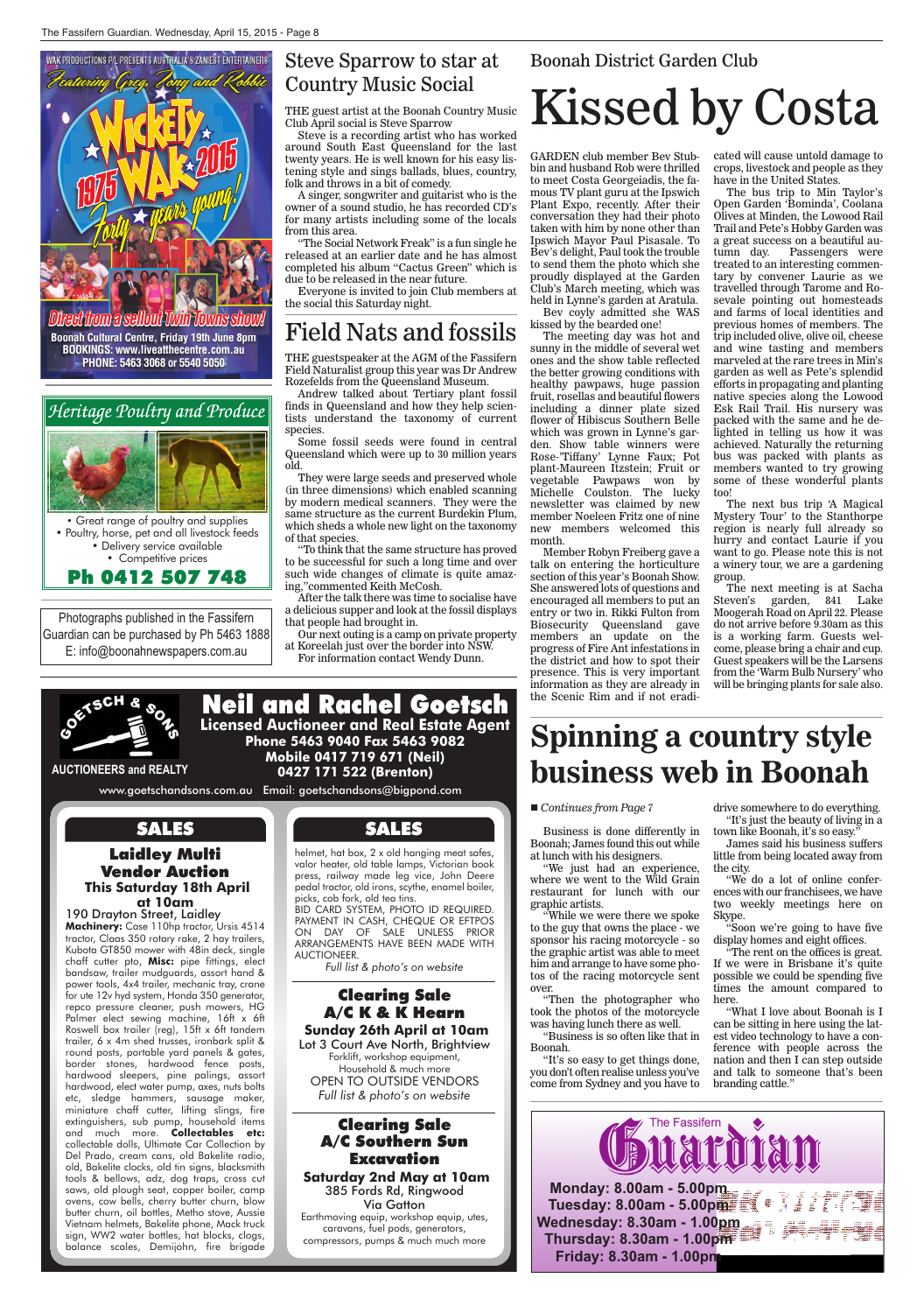WAK PRODUCTIONS P/L PRESENTS AUSTRALIA'S ZANIEST ENTERTAINERS

Featuring Greg, Tony and Robbie

WICKETY WAK 2015

1975 Forty years young!

Direct from a sellout Twin Towns show!

Boonah Cultural Centre, Friday 19th June 8pm
BOOKINGS: www.liveatthecentre.com.au
PHONE: 5463 3068 or 5540 5050

## Heritage Poultry and Produce

- Great range of poultry and supplies
- Poultry, horse, pet and all livestock feeds
- Delivery service available
- Competitive prices

**Ph 0412 507 748**

Photographs published in the Fassifern Guardian can be purchased by Ph 5463 1888 E: info@boonahnewspapers.com.au

# Steve Sparrow to star at Country Music Social

THE guest artist at the Boonah Country Music Club April social is Steve Sparrow

Steve is a recording artist who has worked around South East Queensland for the last twenty years. He is well known for his easy listening style and sings ballads, blues, country, folk and throws in a bit of comedy.

A singer, songwriter and guitarist who is the owner of a sound studio, he has recorded CD's for many artists including some of the locals from this area.

"The Social Network Freak" is a fun single he released at an earlier date and he has almost completed his album "Cactus Green" which is due to be released in the near future.

Everyone is invited to join Club members at the social this Saturday night.

# Field Nats and fossils

THE guestspeaker at the AGM of the Fassifern Field Naturalist group this year was Dr Andrew Rozefelds from the Queensland Museum.

Andrew talked about Tertiary plant fossil finds in Queensland and how they help scientists understand the taxonomy of current species.

Some fossil seeds were found in central Queensland which were up to 30 million years old.

They were large seeds and preserved whole (in three dimensions) which enabled scanning by modern medical scanners. They were the same structure as the current Burdekin Plum, which sheds a whole new light on the taxonomy of that species.

"To think that the same structure has proved to be successful for such a long time and over such wide changes of climate is quite amazing,"commented Keith McCosh.

After the talk there was time to socialise have a delicious supper and look at the fossil displays that people had brought in.

Our next outing is a camp on private property at Koreelah just over the border into NSW.

For information contact Wendy Dunn.

Boonah District Garden Club

# Kissed by Costa

GARDEN club member Bev Stubbin and husband Rob were thrilled to meet Costa Georgeiadis, the famous TV plant guru at the Ipswich Plant Expo, recently. After their conversation they had their photo taken with him by none other than Ipswich Mayor Paul Pisasale. To Bev's delight, Paul took the trouble to send them the photo which she proudly displayed at the Garden Club's March meeting, which was held in Lynne's garden at Aratula.

Bev coyly admitted she WAS kissed by the bearded one!

The meeting day was hot and sunny in the middle of several wet ones and the show table reflected the better growing conditions with healthy pawpaws, huge passion fruit, rosellas and beautiful flowers including a dinner plate sized flower of Hibiscus Southern Belle which was grown in Lynne's garden. Show table winners were Rose-'Tiffany' Lynne Faux; Pot plant-Maureen Itzstein; Fruit or vegetable Pawpaws won by Michelle Coulston. The lucky newsletter was claimed by new member Noeleen Fritz one of nine new members welcomed this month.

Member Robyn Freiberg gave a talk on entering the horticulture section of this year's Boonah Show. She answered lots of questions and encouraged all members to put an entry or two in. Rikki Fulton from Biosecurity Queensland gave members an update on the progress of Fire Ant infestations in the district and how to spot their presence. This is very important information as they are already in the Scenic Rim and if not eradicated will cause untold damage to crops, livestock and people as they have in the United States.

The bus trip to Min Taylor's Open Garden 'Bominda', Coolana Olives at Minden, the Lowood Rail Trail and Pete's Hobby Garden was a great success on a beautiful autumn day. Passengers were treated to an interesting commentary by convener Laurie as we travelled through Tarome and Rosevale pointing out homesteads and farms of local identities and previous homes of members. The trip included olive, olive oil, cheese and wine tasting and members marveled at the rare trees in Min's garden as well as Pete's splendid efforts in propagating and planting native species along the Lowood Esk Rail Trail. His nursery was packed with the same and he delighted in telling us how it was achieved. Naturally the returning bus was packed with plants as members wanted to try growing some of these wonderful plants too!

The next bus trip 'A Magical Mystery Tour' to the Stanthorpe region is nearly full already so hurry and contact Laurie if you want to go. Please note this is not a winery tour, we are a gardening group.

The next meeting is at Sacha Steven's garden, 841 Lake Moogerah Road on April 22. Please do not arrive before 9.30am as this is a working farm. Guests welcome, please bring a chair and cup. Guest speakers will be the Larsens from the 'Warm Bulb Nursery' who will be bringing plants for sale also.

# Neil and Rachel Goetsch

**Licensed Auctioneer and Real Estate Agent**
**Phone 5463 9040 Fax 5463 9082**
**Mobile 0417 719 671 (Neil)**
**0427 171 522 (Brenton)**

GOETSCH & SONS AUCTIONEERS and REALTY

www.goetschandsons.com.au Email: goetschandsons@bigpond.com

## SALES

### Laidley Multi Vendor Auction

**This Saturday 18th April at 10am**

190 Drayton Street, Laidley

**Machinery:** Case 110hp tractor, Ursis 4514 tractor, Claas 350 rotary rake, 2 hay trailers, Kubota GT850 mower with 48in deck, single chaff cutter pto, **Misc:** pipe fittings, elect bandsaw, trailer mudguards, assort hand & power tools, 4x4 trailer, mechanic tray, crane for ute 12v hyd system, Honda 350 generator, repco pressure cleaner, push mowers, HG Palmer elect sewing machine, 16ft x 6ft Roswell box trailer (reg), 15ft x 6ft tandem trailer, 6 x 4m shed trusses, ironbark split & round posts, portable yard panels & gates, border stones, hardwood fence posts, hardwood sleepers, pine palings, assort hardwood, elect water pump, axes, nuts bolts etc, sledge hammers, sausage maker, miniature chaff cutter, lifting slings, fire extinguishers, sub pump, household items and much more. **Collectables etc:** collectable dolls, Ultimate Car Collection by Del Prado, cream cans, old Bakelite radio, old, Bakelite clocks, old tin signs, blacksmith tools & bellows, adz, dog traps, cross cut saws, old plough seat, copper boiler, camp ovens, cow bells, cherry butter churn, blow butter churn, oil bottles, Metho stove, Aussie Vietnam helmets, Bakelite phone, Mack truck sign, WW2 water bottles, hat blocks, clogs, balance scales, Demijohn, fire brigade helmet, hat box, 2 x old hanging meat safes, valor heater, old table lamps, Victorian book press, railway made leg vice, John Deere pedal tractor, old irons, scythe, enamel boiler, picks, cob fork, old tea tins.

BID CARD SYSTEM, PHOTO ID REQUIRED. PAYMENT IN CASH, CHEQUE OR EFTPOS ON DAY OF SALE UNLESS PRIOR ARRANGEMENTS HAVE BEEN MADE WITH AUCTIONEER.

*Full list & photo's on website*

### Clearing Sale A/C K & K Hearn

**Sunday 26th April at 10am**

Lot 3 Court Ave North, Brightview

Forklift, workshop equipment, Household & much more

OPEN TO OUTSIDE VENDORS

*Full list & photo's on website*

### Clearing Sale A/C Southern Sun Excavation

**Saturday 2nd May at 10am**

385 Fords Rd, Ringwood

Via Gatton

Earthmoving equip, workshop equip, utes, caravans, fuel pods, generators, compressors, pumps & much much more

# Spinning a country style business web in Boonah

■ *Continues from Page 7*

Business is done differently in Boonah; James found this out while at lunch with his designers.

"We just had an experience, where we went to the Wild Grain restaurant for lunch with our graphic artists.

"While we were there we spoke to the guy that owns the place - we sponsor his racing motorcycle - so the graphic artist was able to meet him and arrange to have some photos of the racing motorcycle sent over.

"Then the photographer who took the photos of the motorcycle was having lunch there as well.

"Business is so often like that in Boonah.

"It's so easy to get things done, you don't often realise unless you've come from Sydney and you have to drive somewhere to do everything.

"It's just the beauty of living in a town like Boonah, it's so easy."

James said his business suffers little from being located away from the city.

"We do a lot of online conferences with our franchisees, we have two weekly meetings here on Skype.

"Soon we're going to have five display homes and eight offices.

"The rent on the offices is great. If we were in Brisbane it's quite possible we could be spending five times the amount compared to here.

"What I love about Boonah is I can be sitting in here using the latest video technology to have a conference with people across the nation and then I can step outside and talk to someone that's been branding cattle."

The Fassifern Guardian

Monday: 8.00am - 5.00pm
Tuesday: 8.00am - 5.00pm
Wednesday: 8.30am - 1.00pm
Thursday: 8.30am - 1.00pm
Friday: 8.30am - 1.00pm